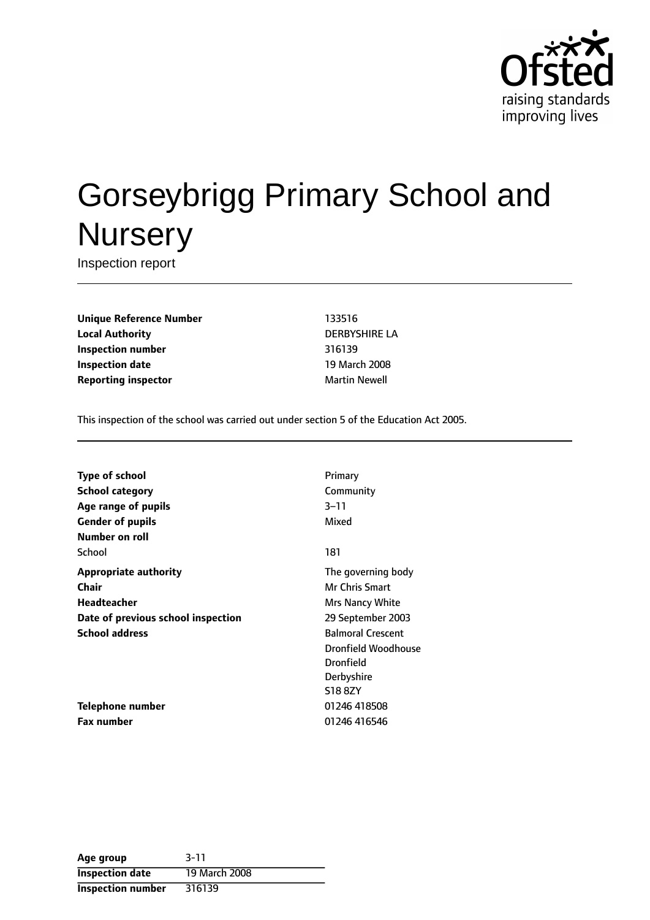# Gorseybrigg Primary School and Nursery

Inspection report

| | |
|---|---|
| **Unique Reference Number** | 133516 |
| **Local Authority** | DERBYSHIRE LA |
| **Inspection number** | 316139 |
| **Inspection date** | 19 March 2008 |
| **Reporting inspector** | Martin Newell |

This inspection of the school was carried out under section 5 of the Education Act 2005.

| | |
|---|---|
| **Type of school** | Primary |
| **School category** | Community |
| **Age range of pupils** | 3–11 |
| **Gender of pupils** | Mixed |
| **Number on roll** | |
| School | 181 |
| **Appropriate authority** | The governing body |
| **Chair** | Mr Chris Smart |
| **Headteacher** | Mrs Nancy White |
| **Date of previous school inspection** | 29 September 2003 |
| **School address** | Balmoral Crescent<br>Dronfield Woodhouse<br>Dronfield<br>Derbyshire<br>S18 8ZY |
| **Telephone number** | 01246 418508 |
| **Fax number** | 01246 416546 |

| | |
|---|---|
| **Age group** | 3-11 |
| **Inspection date** | 19 March 2008 |
| **Inspection number** | 316139 |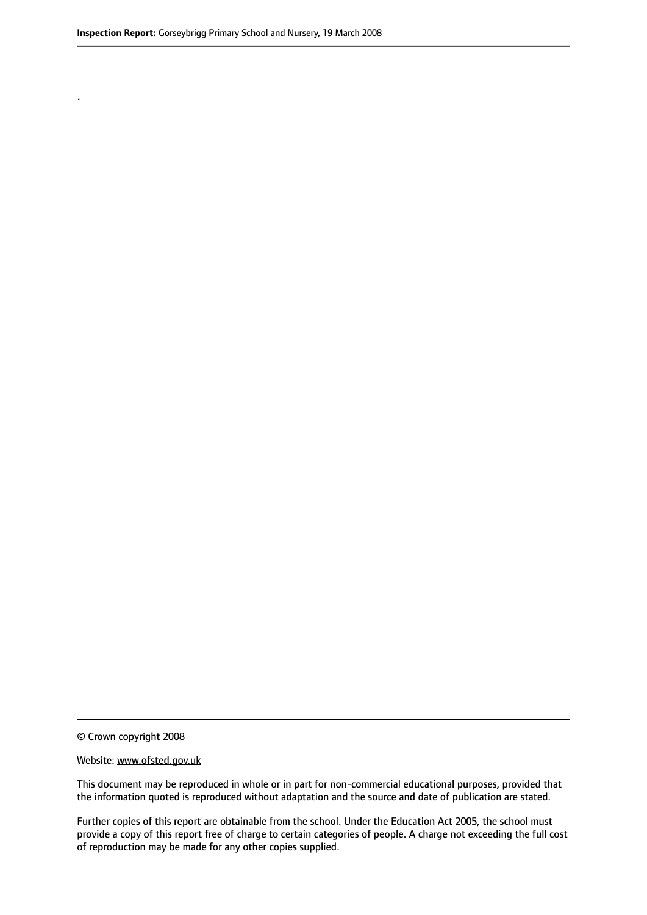.

© Crown copyright 2008

Website: www.ofsted.gov.uk

This document may be reproduced in whole or in part for non-commercial educational purposes, provided that the information quoted is reproduced without adaptation and the source and date of publication are stated.

Further copies of this report are obtainable from the school. Under the Education Act 2005, the school must provide a copy of this report free of charge to certain categories of people. A charge not exceeding the full cost of reproduction may be made for any other copies supplied.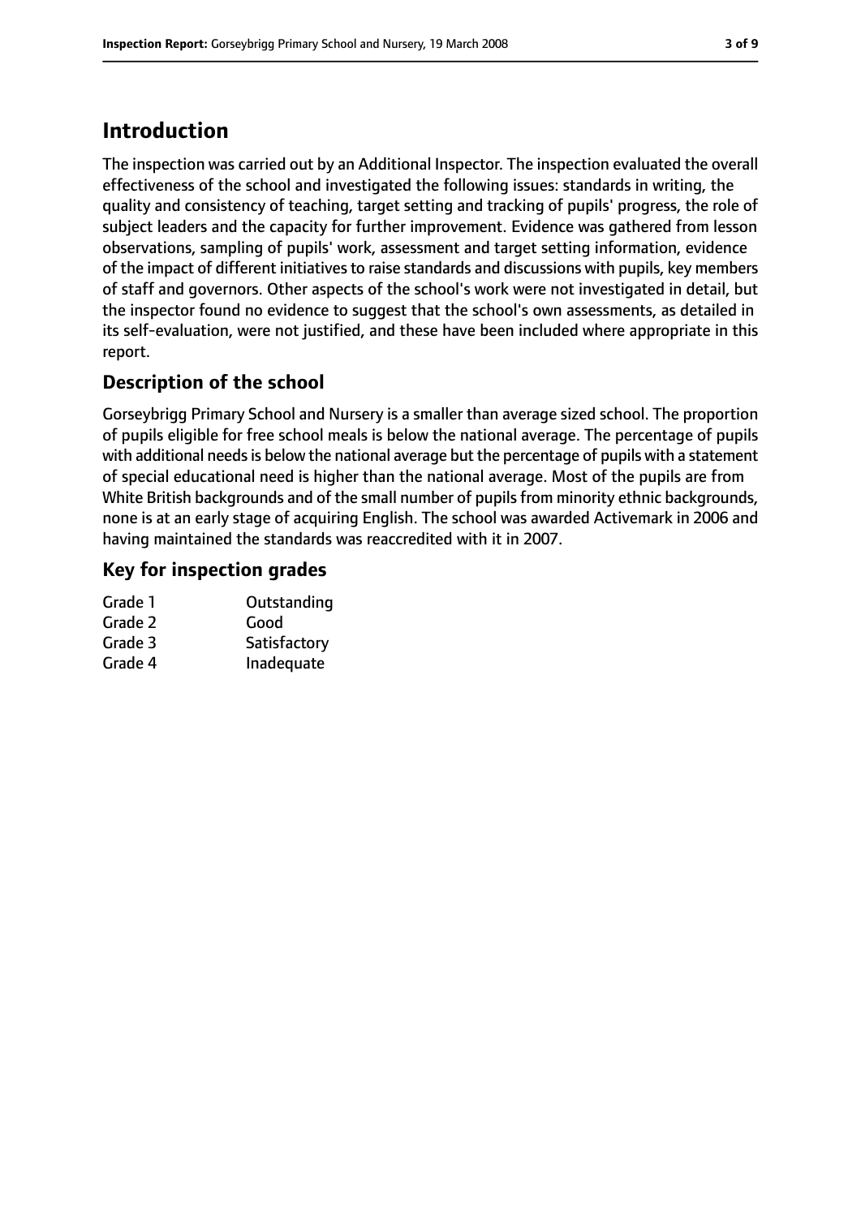# Introduction

The inspection was carried out by an Additional Inspector. The inspection evaluated the overall effectiveness of the school and investigated the following issues: standards in writing, the quality and consistency of teaching, target setting and tracking of pupils' progress, the role of subject leaders and the capacity for further improvement. Evidence was gathered from lesson observations, sampling of pupils' work, assessment and target setting information, evidence of the impact of different initiatives to raise standards and discussions with pupils, key members of staff and governors. Other aspects of the school's work were not investigated in detail, but the inspector found no evidence to suggest that the school's own assessments, as detailed in its self-evaluation, were not justified, and these have been included where appropriate in this report.

## Description of the school

Gorseybrigg Primary School and Nursery is a smaller than average sized school. The proportion of pupils eligible for free school meals is below the national average. The percentage of pupils with additional needs is below the national average but the percentage of pupils with a statement of special educational need is higher than the national average. Most of the pupils are from White British backgrounds and of the small number of pupils from minority ethnic backgrounds, none is at an early stage of acquiring English. The school was awarded Activemark in 2006 and having maintained the standards was reaccredited with it in 2007.

## Key for inspection grades

| | |
|---|---|
| Grade 1 | Outstanding |
| Grade 2 | Good |
| Grade 3 | Satisfactory |
| Grade 4 | Inadequate |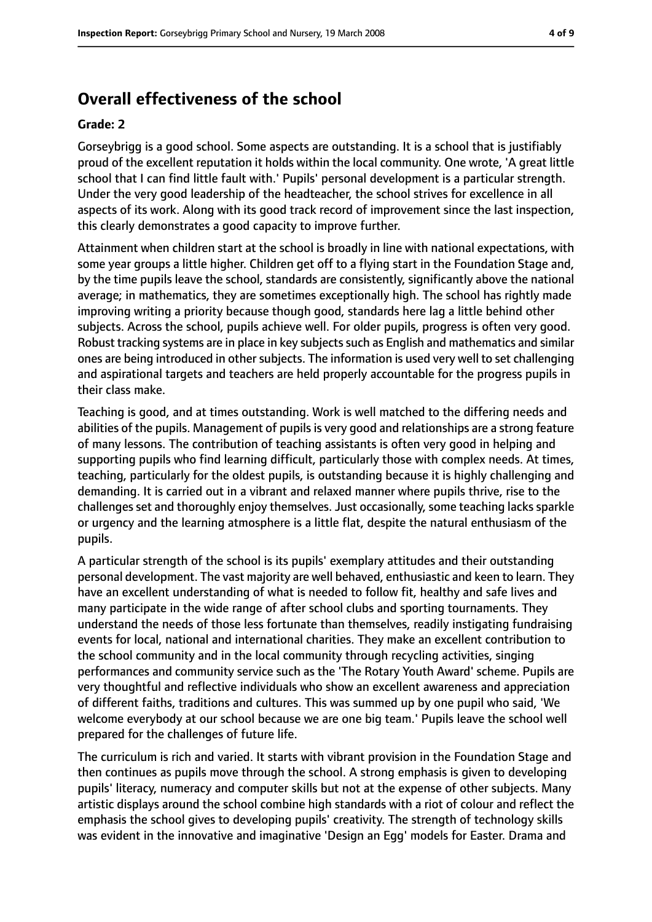## Overall effectiveness of the school

**Grade: 2**

Gorseybrigg is a good school. Some aspects are outstanding. It is a school that is justifiably proud of the excellent reputation it holds within the local community. One wrote, 'A great little school that I can find little fault with.' Pupils' personal development is a particular strength. Under the very good leadership of the headteacher, the school strives for excellence in all aspects of its work. Along with its good track record of improvement since the last inspection, this clearly demonstrates a good capacity to improve further.

Attainment when children start at the school is broadly in line with national expectations, with some year groups a little higher. Children get off to a flying start in the Foundation Stage and, by the time pupils leave the school, standards are consistently, significantly above the national average; in mathematics, they are sometimes exceptionally high. The school has rightly made improving writing a priority because though good, standards here lag a little behind other subjects. Across the school, pupils achieve well. For older pupils, progress is often very good. Robust tracking systems are in place in key subjects such as English and mathematics and similar ones are being introduced in other subjects. The information is used very well to set challenging and aspirational targets and teachers are held properly accountable for the progress pupils in their class make.

Teaching is good, and at times outstanding. Work is well matched to the differing needs and abilities of the pupils. Management of pupils is very good and relationships are a strong feature of many lessons. The contribution of teaching assistants is often very good in helping and supporting pupils who find learning difficult, particularly those with complex needs. At times, teaching, particularly for the oldest pupils, is outstanding because it is highly challenging and demanding. It is carried out in a vibrant and relaxed manner where pupils thrive, rise to the challenges set and thoroughly enjoy themselves. Just occasionally, some teaching lacks sparkle or urgency and the learning atmosphere is a little flat, despite the natural enthusiasm of the pupils.

A particular strength of the school is its pupils' exemplary attitudes and their outstanding personal development. The vast majority are well behaved, enthusiastic and keen to learn. They have an excellent understanding of what is needed to follow fit, healthy and safe lives and many participate in the wide range of after school clubs and sporting tournaments. They understand the needs of those less fortunate than themselves, readily instigating fundraising events for local, national and international charities. They make an excellent contribution to the school community and in the local community through recycling activities, singing performances and community service such as the 'The Rotary Youth Award' scheme. Pupils are very thoughtful and reflective individuals who show an excellent awareness and appreciation of different faiths, traditions and cultures. This was summed up by one pupil who said, 'We welcome everybody at our school because we are one big team.' Pupils leave the school well prepared for the challenges of future life.

The curriculum is rich and varied. It starts with vibrant provision in the Foundation Stage and then continues as pupils move through the school. A strong emphasis is given to developing pupils' literacy, numeracy and computer skills but not at the expense of other subjects. Many artistic displays around the school combine high standards with a riot of colour and reflect the emphasis the school gives to developing pupils' creativity. The strength of technology skills was evident in the innovative and imaginative 'Design an Egg' models for Easter. Drama and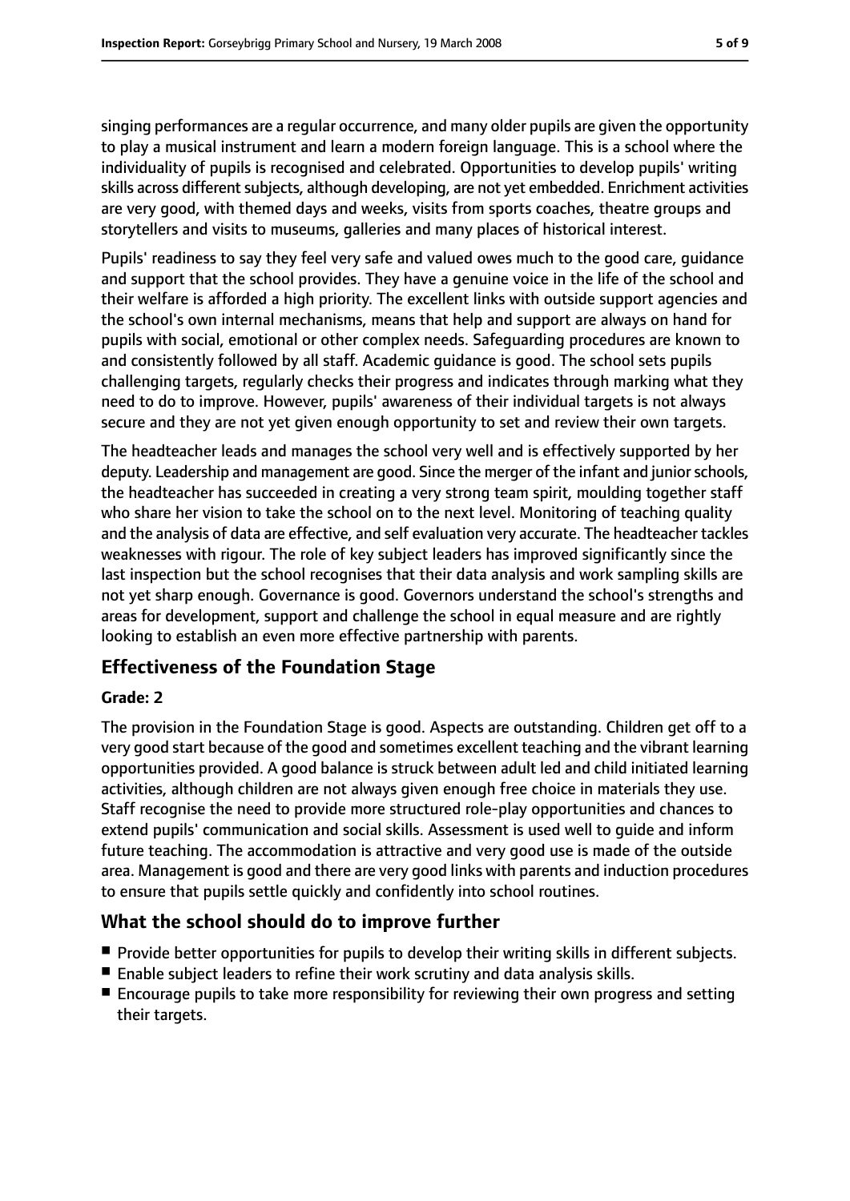singing performances are a regular occurrence, and many older pupils are given the opportunity to play a musical instrument and learn a modern foreign language. This is a school where the individuality of pupils is recognised and celebrated. Opportunities to develop pupils' writing skills across different subjects, although developing, are not yet embedded. Enrichment activities are very good, with themed days and weeks, visits from sports coaches, theatre groups and storytellers and visits to museums, galleries and many places of historical interest.

Pupils' readiness to say they feel very safe and valued owes much to the good care, guidance and support that the school provides. They have a genuine voice in the life of the school and their welfare is afforded a high priority. The excellent links with outside support agencies and the school's own internal mechanisms, means that help and support are always on hand for pupils with social, emotional or other complex needs. Safeguarding procedures are known to and consistently followed by all staff. Academic guidance is good. The school sets pupils challenging targets, regularly checks their progress and indicates through marking what they need to do to improve. However, pupils' awareness of their individual targets is not always secure and they are not yet given enough opportunity to set and review their own targets.

The headteacher leads and manages the school very well and is effectively supported by her deputy. Leadership and management are good. Since the merger of the infant and junior schools, the headteacher has succeeded in creating a very strong team spirit, moulding together staff who share her vision to take the school on to the next level. Monitoring of teaching quality and the analysis of data are effective, and self evaluation very accurate. The headteacher tackles weaknesses with rigour. The role of key subject leaders has improved significantly since the last inspection but the school recognises that their data analysis and work sampling skills are not yet sharp enough. Governance is good. Governors understand the school's strengths and areas for development, support and challenge the school in equal measure and are rightly looking to establish an even more effective partnership with parents.

## Effectiveness of the Foundation Stage

**Grade: 2**

The provision in the Foundation Stage is good. Aspects are outstanding. Children get off to a very good start because of the good and sometimes excellent teaching and the vibrant learning opportunities provided. A good balance is struck between adult led and child initiated learning activities, although children are not always given enough free choice in materials they use. Staff recognise the need to provide more structured role-play opportunities and chances to extend pupils' communication and social skills. Assessment is used well to guide and inform future teaching. The accommodation is attractive and very good use is made of the outside area. Management is good and there are very good links with parents and induction procedures to ensure that pupils settle quickly and confidently into school routines.

## What the school should do to improve further

- Provide better opportunities for pupils to develop their writing skills in different subjects.
- Enable subject leaders to refine their work scrutiny and data analysis skills.
- Encourage pupils to take more responsibility for reviewing their own progress and setting their targets.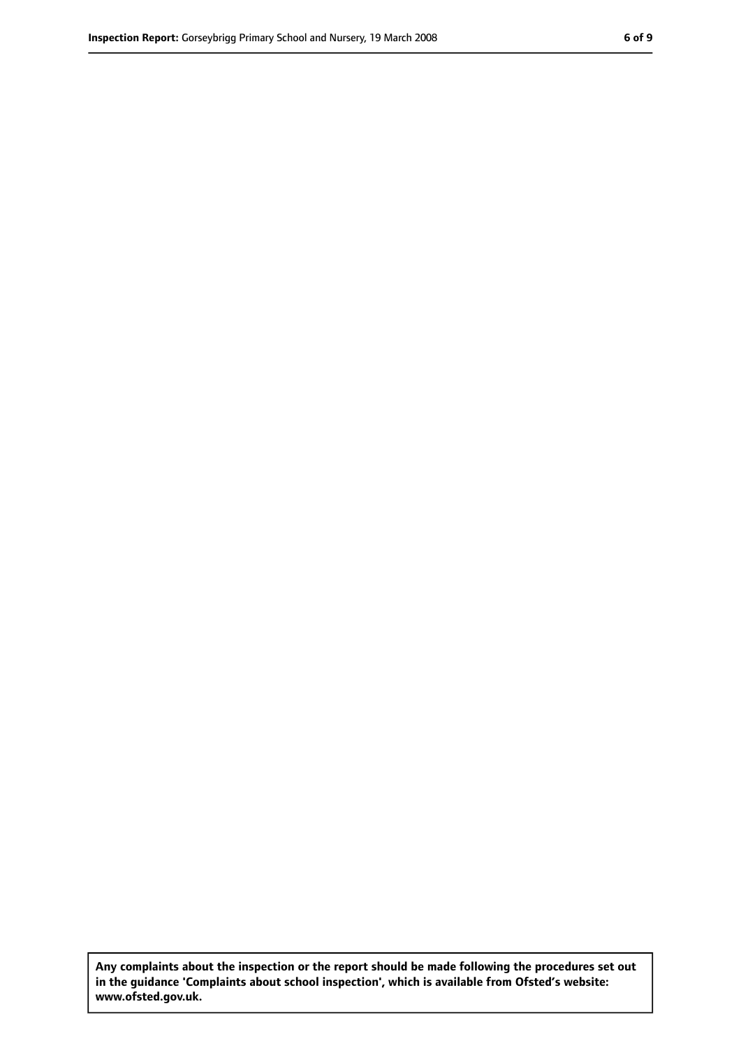**Any complaints about the inspection or the report should be made following the procedures set out in the guidance 'Complaints about school inspection', which is available from Ofsted's website: www.ofsted.gov.uk.**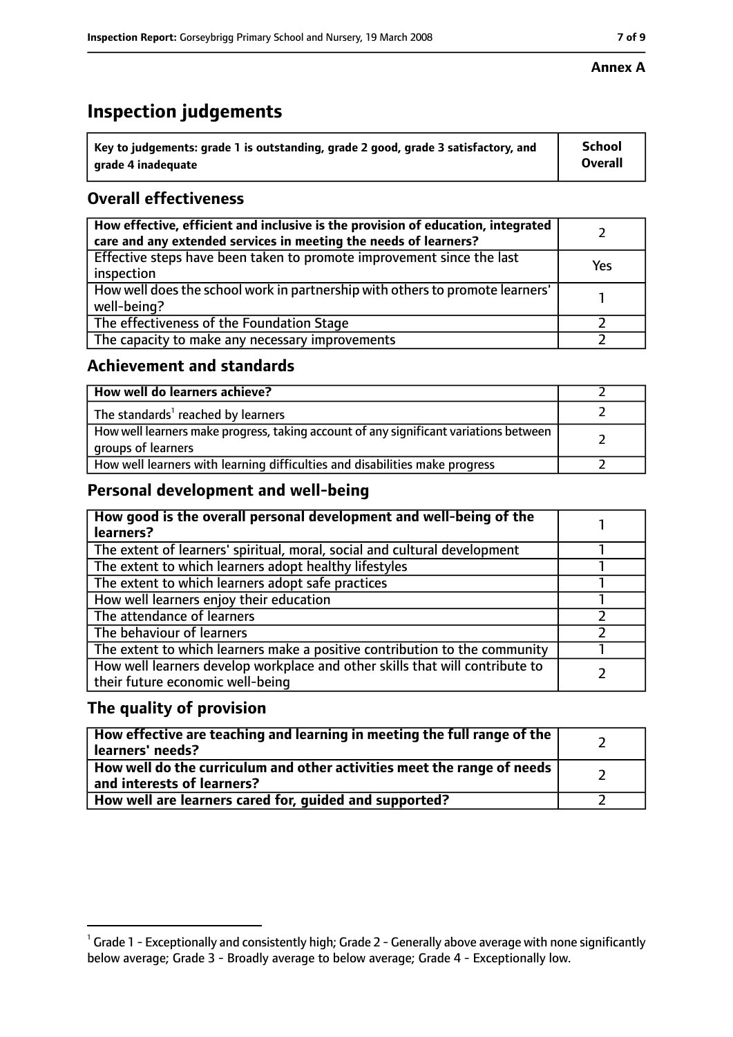**Annex A**

# Inspection judgements

| Key to judgements: grade 1 is outstanding, grade 2 good, grade 3 satisfactory, and grade 4 inadequate | School Overall |
|---|---|

## Overall effectiveness

| | |
|---|---|
| How effective, efficient and inclusive is the provision of education, integrated care and any extended services in meeting the needs of learners? | 2 |
| Effective steps have been taken to promote improvement since the last inspection | Yes |
| How well does the school work in partnership with others to promote learners' well-being? | 1 |
| The effectiveness of the Foundation Stage | 2 |
| The capacity to make any necessary improvements | 2 |

## Achievement and standards

| | |
|---|---|
| How well do learners achieve? | 2 |
| The standards[1] reached by learners | 2 |
| How well learners make progress, taking account of any significant variations between groups of learners | 2 |
| How well learners with learning difficulties and disabilities make progress | 2 |

## Personal development and well-being

| | |
|---|---|
| How good is the overall personal development and well-being of the learners? | 1 |
| The extent of learners' spiritual, moral, social and cultural development | 1 |
| The extent to which learners adopt healthy lifestyles | 1 |
| The extent to which learners adopt safe practices | 1 |
| How well learners enjoy their education | 1 |
| The attendance of learners | 2 |
| The behaviour of learners | 2 |
| The extent to which learners make a positive contribution to the community | 1 |
| How well learners develop workplace and other skills that will contribute to their future economic well-being | 2 |

## The quality of provision

| | |
|---|---|
| How effective are teaching and learning in meeting the full range of the learners' needs? | 2 |
| How well do the curriculum and other activities meet the range of needs and interests of learners? | 2 |
| How well are learners cared for, guided and supported? | 2 |

[1] Grade 1 - Exceptionally and consistently high; Grade 2 - Generally above average with none significantly below average; Grade 3 - Broadly average to below average; Grade 4 - Exceptionally low.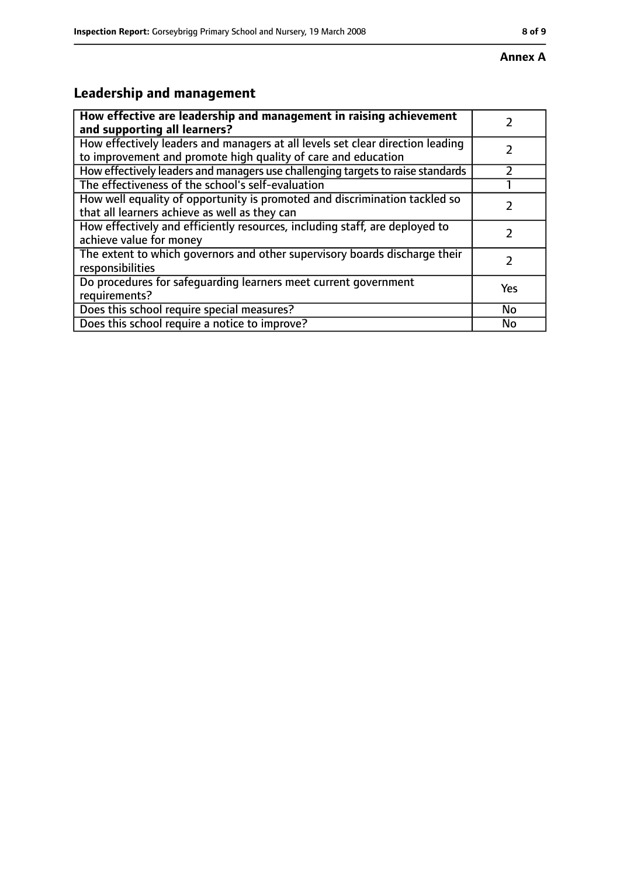**Annex A**

## Leadership and management

| How effective are leadership and management in raising achievement and supporting all learners? | 2 |
|---|---|
| How effectively leaders and managers at all levels set clear direction leading to improvement and promote high quality of care and education | 2 |
| How effectively leaders and managers use challenging targets to raise standards | 2 |
| The effectiveness of the school's self-evaluation | 1 |
| How well equality of opportunity is promoted and discrimination tackled so that all learners achieve as well as they can | 2 |
| How effectively and efficiently resources, including staff, are deployed to achieve value for money | 2 |
| The extent to which governors and other supervisory boards discharge their responsibilities | 2 |
| Do procedures for safeguarding learners meet current government requirements? | Yes |
| Does this school require special measures? | No |
| Does this school require a notice to improve? | No |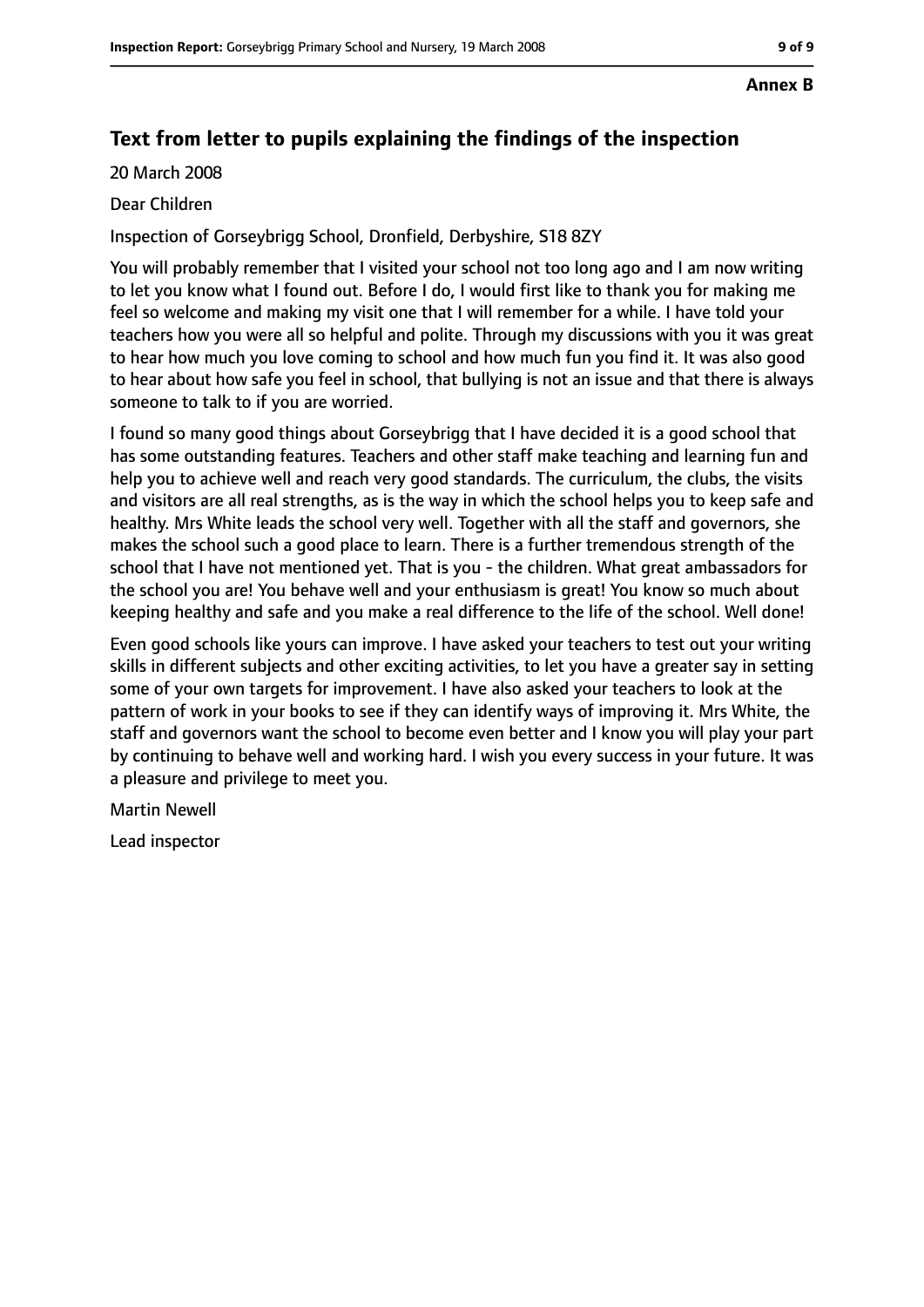**Annex B**

## Text from letter to pupils explaining the findings of the inspection

20 March 2008

Dear Children

Inspection of Gorseybrigg School, Dronfield, Derbyshire, S18 8ZY

You will probably remember that I visited your school not too long ago and I am now writing to let you know what I found out. Before I do, I would first like to thank you for making me feel so welcome and making my visit one that I will remember for a while. I have told your teachers how you were all so helpful and polite. Through my discussions with you it was great to hear how much you love coming to school and how much fun you find it. It was also good to hear about how safe you feel in school, that bullying is not an issue and that there is always someone to talk to if you are worried.

I found so many good things about Gorseybrigg that I have decided it is a good school that has some outstanding features. Teachers and other staff make teaching and learning fun and help you to achieve well and reach very good standards. The curriculum, the clubs, the visits and visitors are all real strengths, as is the way in which the school helps you to keep safe and healthy. Mrs White leads the school very well. Together with all the staff and governors, she makes the school such a good place to learn. There is a further tremendous strength of the school that I have not mentioned yet. That is you - the children. What great ambassadors for the school you are! You behave well and your enthusiasm is great! You know so much about keeping healthy and safe and you make a real difference to the life of the school. Well done!

Even good schools like yours can improve. I have asked your teachers to test out your writing skills in different subjects and other exciting activities, to let you have a greater say in setting some of your own targets for improvement. I have also asked your teachers to look at the pattern of work in your books to see if they can identify ways of improving it. Mrs White, the staff and governors want the school to become even better and I know you will play your part by continuing to behave well and working hard. I wish you every success in your future. It was a pleasure and privilege to meet you.

Martin Newell

Lead inspector